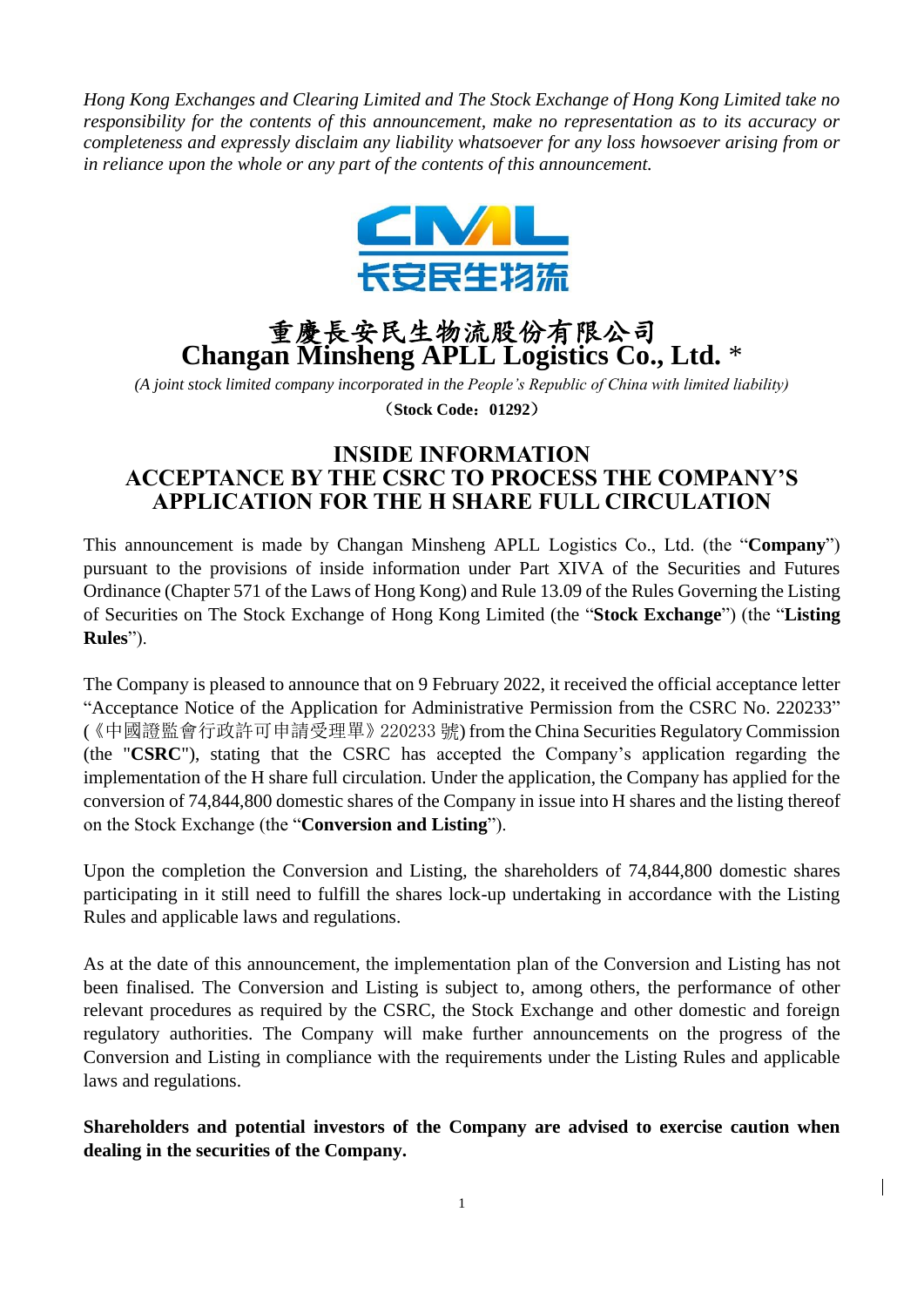*Hong Kong Exchanges and Clearing Limited and The Stock Exchange of Hong Kong Limited take no responsibility for the contents of this announcement, make no representation as to its accuracy or completeness and expressly disclaim any liability whatsoever for any loss howsoever arising from or in reliance upon the whole or any part of the contents of this announcement.*

# 重慶長安民生物流股份有限公司
# Changan Minsheng APLL Logistics Co., Ltd. *

*(A joint stock limited company incorporated in the People's Republic of China with limited liability)*

**（Stock Code：01292）**

## INSIDE INFORMATION
## ACCEPTANCE BY THE CSRC TO PROCESS THE COMPANY'S APPLICATION FOR THE H SHARE FULL CIRCULATION

This announcement is made by Changan Minsheng APLL Logistics Co., Ltd. (the "**Company**") pursuant to the provisions of inside information under Part XIVA of the Securities and Futures Ordinance (Chapter 571 of the Laws of Hong Kong) and Rule 13.09 of the Rules Governing the Listing of Securities on The Stock Exchange of Hong Kong Limited (the "**Stock Exchange**") (the "**Listing Rules**").

The Company is pleased to announce that on 9 February 2022, it received the official acceptance letter "Acceptance Notice of the Application for Administrative Permission from the CSRC No. 220233" (《中國證監會行政許可申請受理單》220233 號) from the China Securities Regulatory Commission (the "**CSRC**"), stating that the CSRC has accepted the Company's application regarding the implementation of the H share full circulation. Under the application, the Company has applied for the conversion of 74,844,800 domestic shares of the Company in issue into H shares and the listing thereof on the Stock Exchange (the "**Conversion and Listing**").

Upon the completion the Conversion and Listing, the shareholders of 74,844,800 domestic shares participating in it still need to fulfill the shares lock-up undertaking in accordance with the Listing Rules and applicable laws and regulations.

As at the date of this announcement, the implementation plan of the Conversion and Listing has not been finalised. The Conversion and Listing is subject to, among others, the performance of other relevant procedures as required by the CSRC, the Stock Exchange and other domestic and foreign regulatory authorities. The Company will make further announcements on the progress of the Conversion and Listing in compliance with the requirements under the Listing Rules and applicable laws and regulations.

**Shareholders and potential investors of the Company are advised to exercise caution when dealing in the securities of the Company.**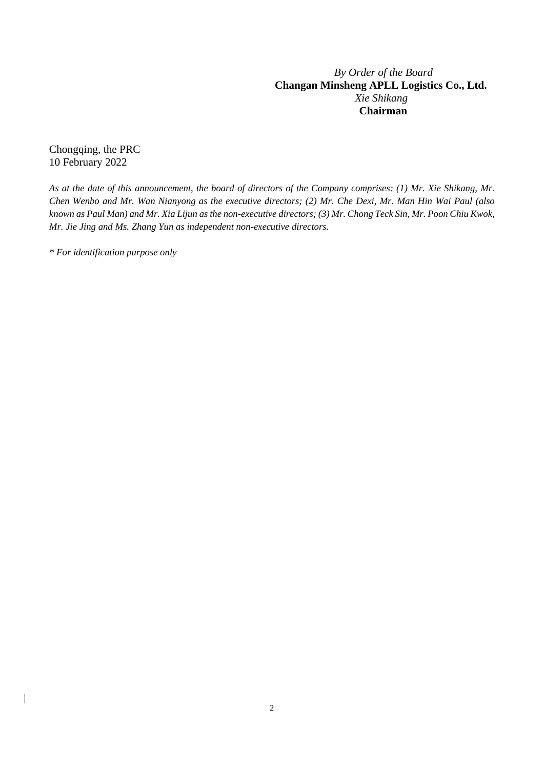*By Order of the Board*
**Changan Minsheng APLL Logistics Co., Ltd.**
*Xie Shikang*
**Chairman**

Chongqing, the PRC
10 February 2022

*As at the date of this announcement, the board of directors of the Company comprises: (1) Mr. Xie Shikang, Mr. Chen Wenbo and Mr. Wan Nianyong as the executive directors; (2) Mr. Che Dexi, Mr. Man Hin Wai Paul (also known as Paul Man) and Mr. Xia Lijun as the non-executive directors; (3) Mr. Chong Teck Sin, Mr. Poon Chiu Kwok, Mr. Jie Jing and Ms. Zhang Yun as independent non-executive directors.*

*\* For identification purpose only*